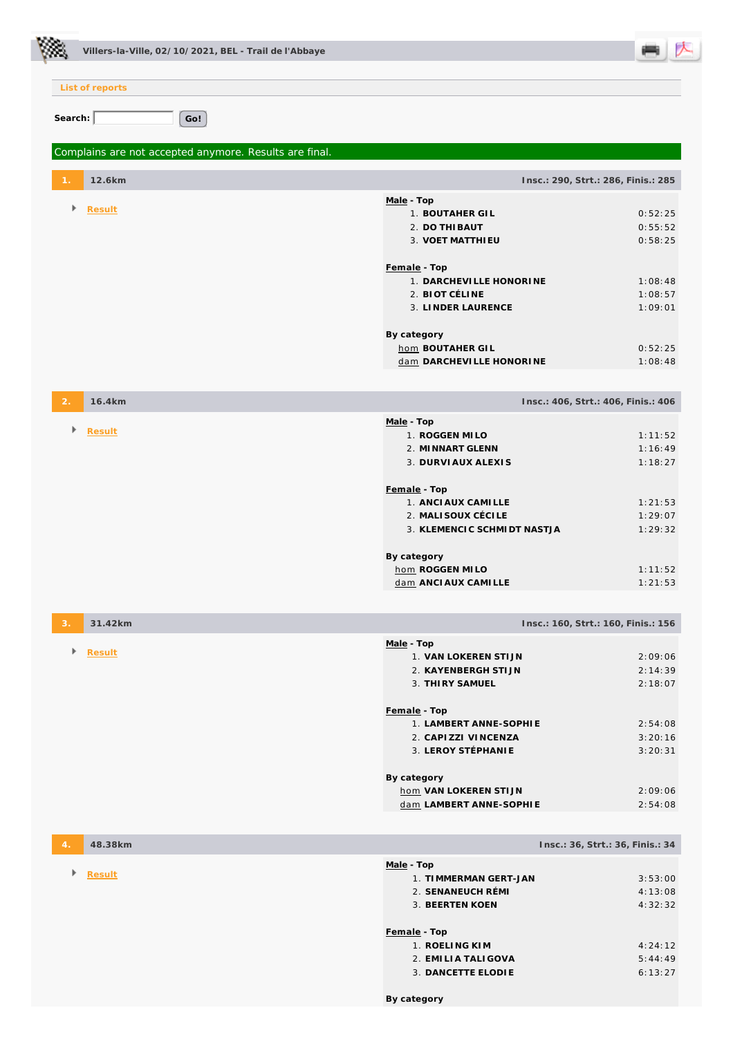# Villers-la-Ville, 02/10/2021, BEL - Trail de l'Abbaye

List of reports

Search: Go!

Complains are not accepted anymore. Results are final.

## 1. 12.6km

Insc.: 290, Strt.: 286, Finis.: 285

- Result

**Male - Top**

| | | |
|---|---|---|
| 1. | **BOUTAHER GIL** | 0:52:25 |
| 2. | **DO THIBAUT** | 0:55:52 |
| 3. | **VOET MATTHIEU** | 0:58:25 |

**Female - Top**

| | | |
|---|---|---|
| 1. | **DARCHEVILLE HONORINE** | 1:08:48 |
| 2. | **BIOT CÉLINE** | 1:08:57 |
| 3. | **LINDER LAURENCE** | 1:09:01 |

**By category**

| | | |
|---|---|---|
| hom | **BOUTAHER GIL** | 0:52:25 |
| dam | **DARCHEVILLE HONORINE** | 1:08:48 |

## 2. 16.4km

Insc.: 406, Strt.: 406, Finis.: 406

- Result

**Male - Top**

| | | |
|---|---|---|
| 1. | **ROGGEN MILO** | 1:11:52 |
| 2. | **MINNART GLENN** | 1:16:49 |
| 3. | **DURVIAUX ALEXIS** | 1:18:27 |

**Female - Top**

| | | |
|---|---|---|
| 1. | **ANCIAUX CAMILLE** | 1:21:53 |
| 2. | **MALISOUX CÉCILE** | 1:29:07 |
| 3. | **KLEMENCIC SCHMIDT NASTJA** | 1:29:32 |

**By category**

| | | |
|---|---|---|
| hom | **ROGGEN MILO** | 1:11:52 |
| dam | **ANCIAUX CAMILLE** | 1:21:53 |

## 3. 31.42km

Insc.: 160, Strt.: 160, Finis.: 156

- Result

**Male - Top**

| | | |
|---|---|---|
| 1. | **VAN LOKEREN STIJN** | 2:09:06 |
| 2. | **KAYENBERGH STIJN** | 2:14:39 |
| 3. | **THIRY SAMUEL** | 2:18:07 |

**Female - Top**

| | | |
|---|---|---|
| 1. | **LAMBERT ANNE-SOPHIE** | 2:54:08 |
| 2. | **CAPIZZI VINCENZA** | 3:20:16 |
| 3. | **LEROY STÉPHANIE** | 3:20:31 |

**By category**

| | | |
|---|---|---|
| hom | **VAN LOKEREN STIJN** | 2:09:06 |
| dam | **LAMBERT ANNE-SOPHIE** | 2:54:08 |

## 4. 48.38km

Insc.: 36, Strt.: 36, Finis.: 34

- Result

**Male - Top**

| | | |
|---|---|---|
| 1. | **TIMMERMAN GERT-JAN** | 3:53:00 |
| 2. | **SENANEUCH RÉMI** | 4:13:08 |
| 3. | **BEERTEN KOEN** | 4:32:32 |

**Female - Top**

| | | |
|---|---|---|
| 1. | **ROELING KIM** | 4:24:12 |
| 2. | **EMILIA TALIGOVA** | 5:44:49 |
| 3. | **DANCETTE ELODIE** | 6:13:27 |

**By category**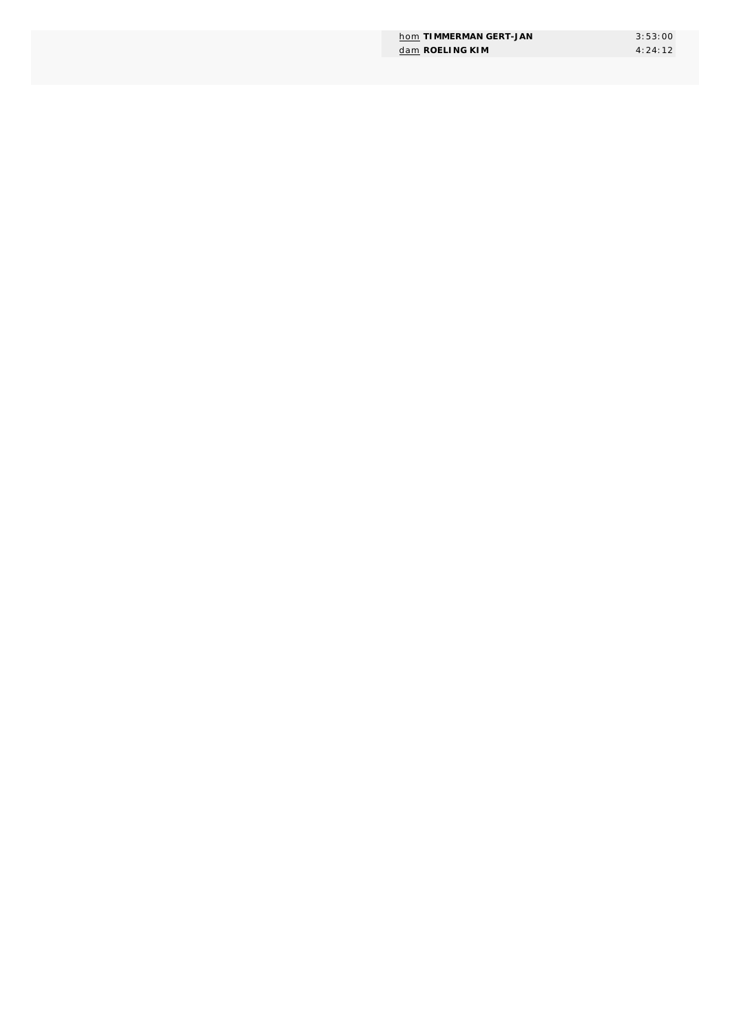| | |
|---|---|
| hom **TIMMERMAN GERT-JAN** | 3:53:00 |
| dam **ROELING KIM** | 4:24:12 |